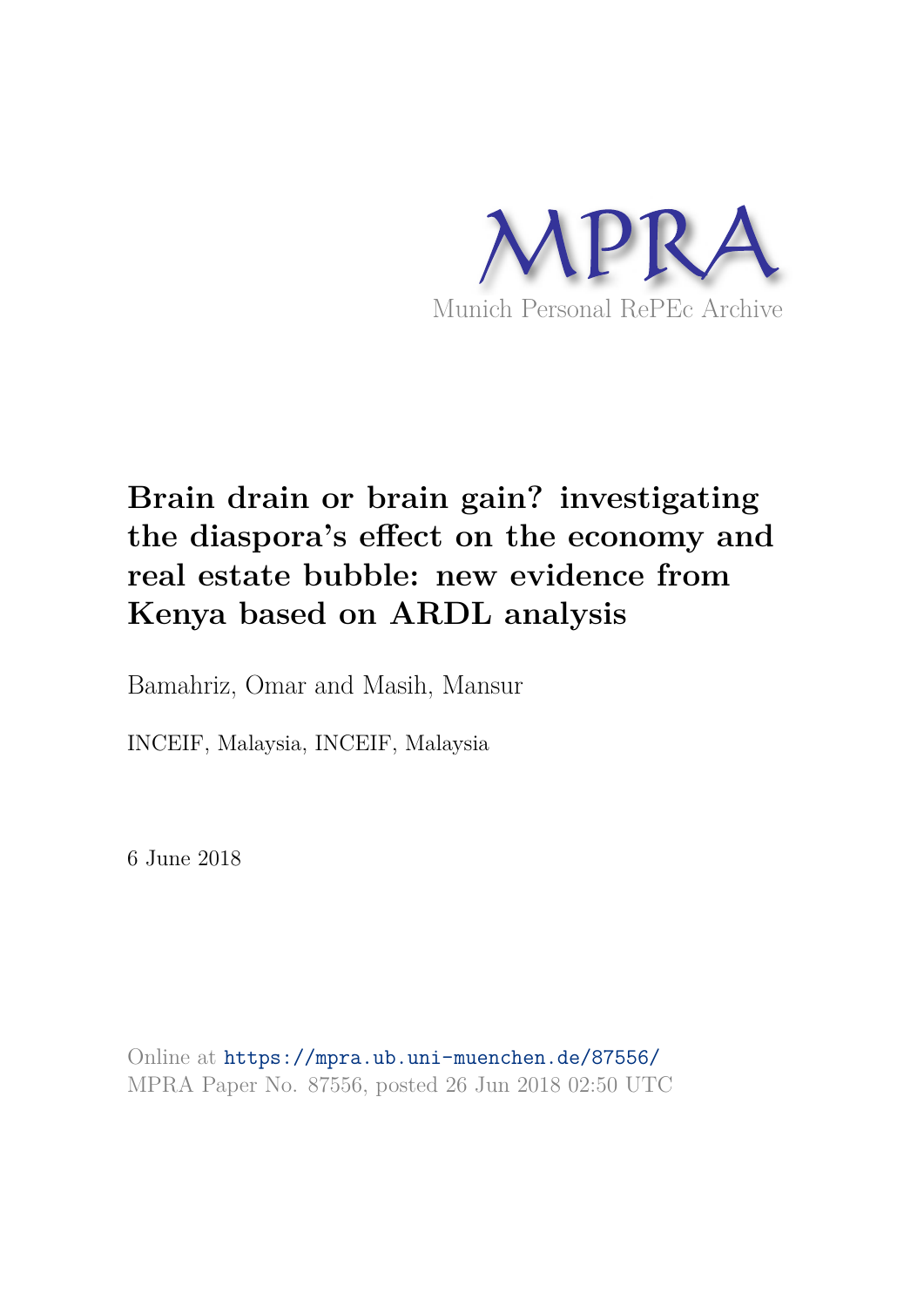MPRA

Munich Personal RePEc Archive

# Brain drain or brain gain? investigating the diaspora's effect on the economy and real estate bubble: new evidence from Kenya based on ARDL analysis

Bamahriz, Omar and Masih, Mansur

INCEIF, Malaysia, INCEIF, Malaysia

6 June 2018

Online at https://mpra.ub.uni-muenchen.de/87556/
MPRA Paper No. 87556, posted 26 Jun 2018 02:50 UTC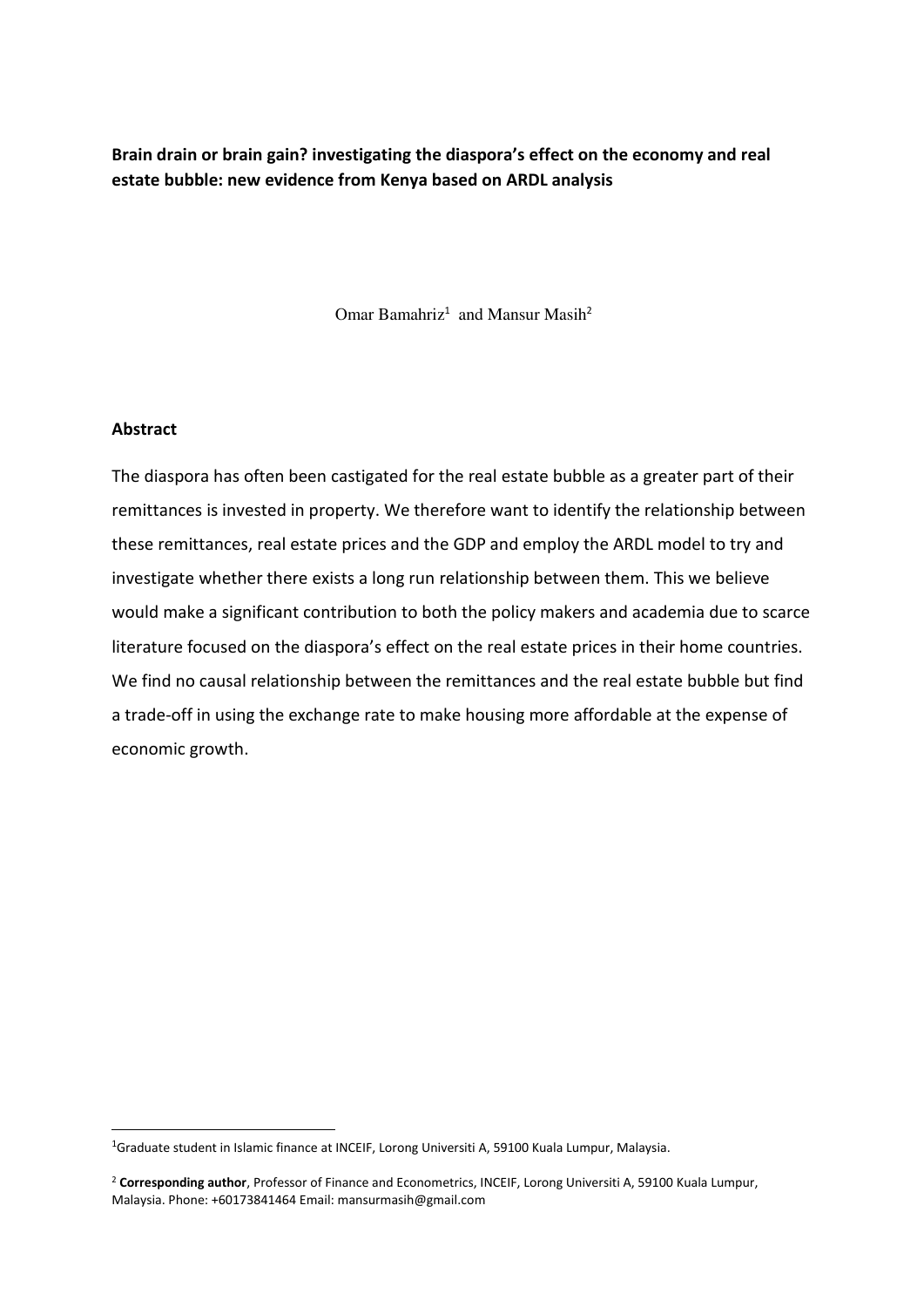**Brain drain or brain gain? investigating the diaspora's effect on the economy and real estate bubble: new evidence from Kenya based on ARDL analysis**

Omar Bamahriz[1] and Mansur Masih[2]

## Abstract

The diaspora has often been castigated for the real estate bubble as a greater part of their remittances is invested in property. We therefore want to identify the relationship between these remittances, real estate prices and the GDP and employ the ARDL model to try and investigate whether there exists a long run relationship between them. This we believe would make a significant contribution to both the policy makers and academia due to scarce literature focused on the diaspora's effect on the real estate prices in their home countries. We find no causal relationship between the remittances and the real estate bubble but find a trade-off in using the exchange rate to make housing more affordable at the expense of economic growth.

---

[1]Graduate student in Islamic finance at INCEIF, Lorong Universiti A, 59100 Kuala Lumpur, Malaysia.

[2] **Corresponding author**, Professor of Finance and Econometrics, INCEIF, Lorong Universiti A, 59100 Kuala Lumpur, Malaysia. Phone: +60173841464 Email: mansurmasih@gmail.com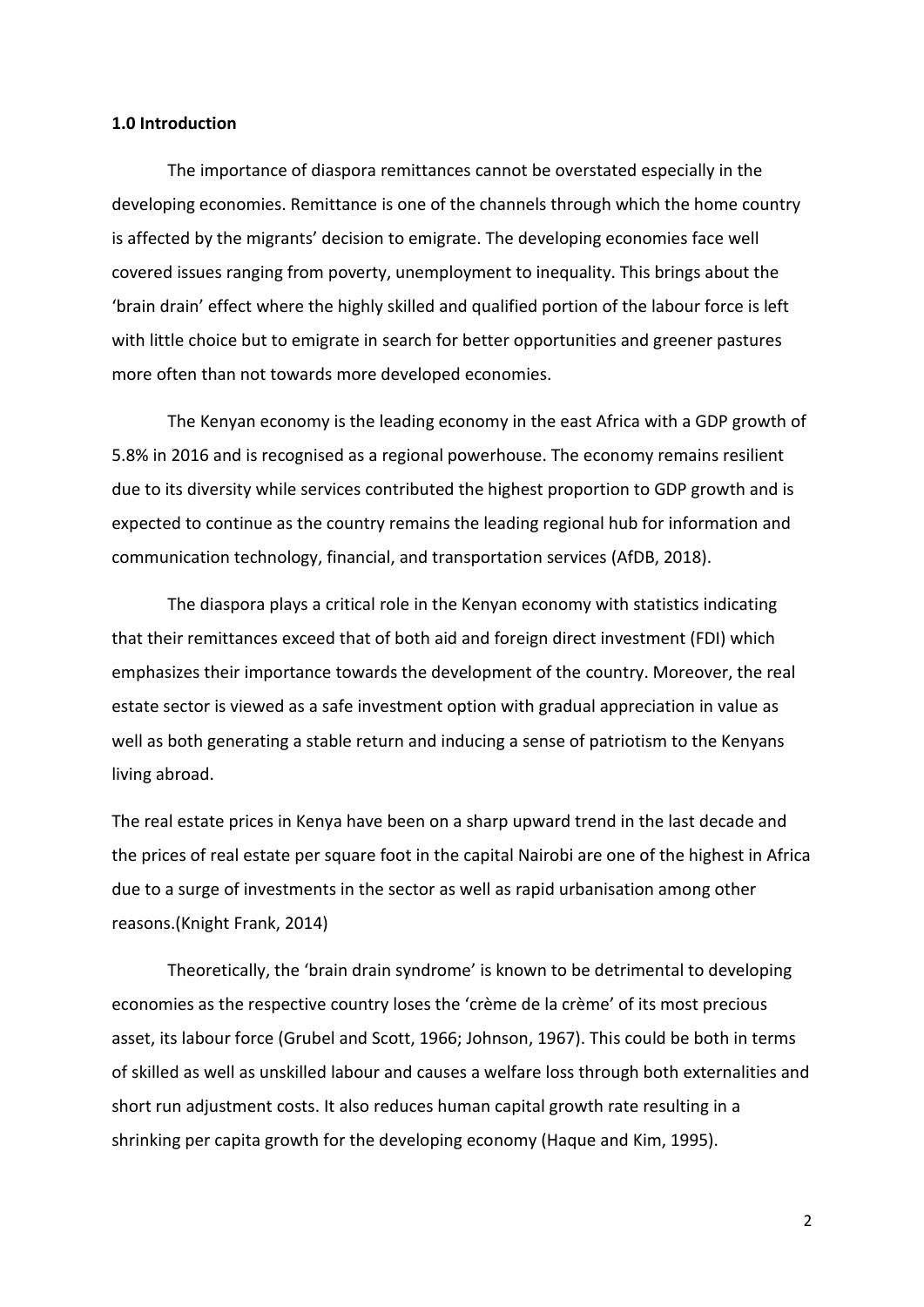**1.0 Introduction**

The importance of diaspora remittances cannot be overstated especially in the developing economies. Remittance is one of the channels through which the home country is affected by the migrants' decision to emigrate. The developing economies face well covered issues ranging from poverty, unemployment to inequality. This brings about the 'brain drain' effect where the highly skilled and qualified portion of the labour force is left with little choice but to emigrate in search for better opportunities and greener pastures more often than not towards more developed economies.

The Kenyan economy is the leading economy in the east Africa with a GDP growth of 5.8% in 2016 and is recognised as a regional powerhouse. The economy remains resilient due to its diversity while services contributed the highest proportion to GDP growth and is expected to continue as the country remains the leading regional hub for information and communication technology, financial, and transportation services (AfDB, 2018).

The diaspora plays a critical role in the Kenyan economy with statistics indicating that their remittances exceed that of both aid and foreign direct investment (FDI) which emphasizes their importance towards the development of the country. Moreover, the real estate sector is viewed as a safe investment option with gradual appreciation in value as well as both generating a stable return and inducing a sense of patriotism to the Kenyans living abroad.

The real estate prices in Kenya have been on a sharp upward trend in the last decade and the prices of real estate per square foot in the capital Nairobi are one of the highest in Africa due to a surge of investments in the sector as well as rapid urbanisation among other reasons.(Knight Frank, 2014)

Theoretically, the 'brain drain syndrome' is known to be detrimental to developing economies as the respective country loses the 'crème de la crème' of its most precious asset, its labour force (Grubel and Scott, 1966; Johnson, 1967). This could be both in terms of skilled as well as unskilled labour and causes a welfare loss through both externalities and short run adjustment costs. It also reduces human capital growth rate resulting in a shrinking per capita growth for the developing economy (Haque and Kim, 1995).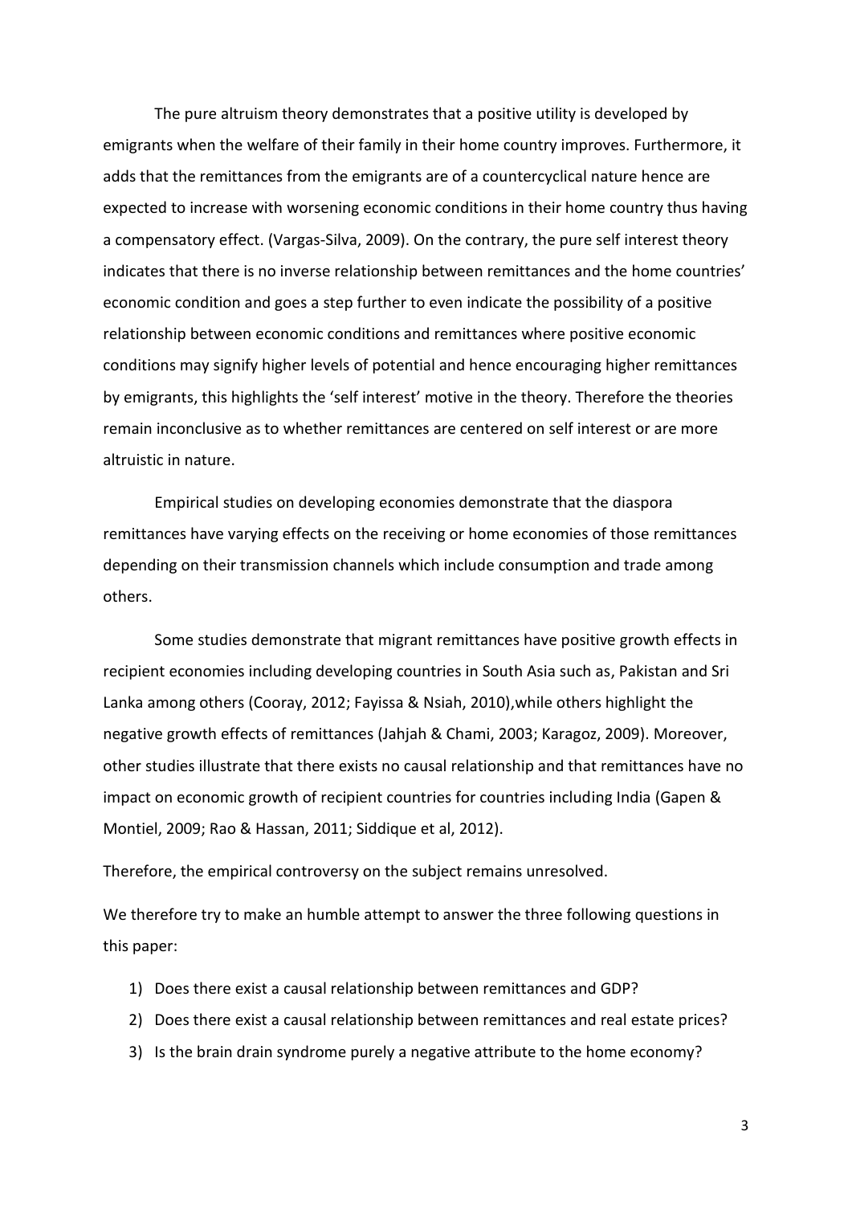The pure altruism theory demonstrates that a positive utility is developed by emigrants when the welfare of their family in their home country improves. Furthermore, it adds that the remittances from the emigrants are of a countercyclical nature hence are expected to increase with worsening economic conditions in their home country thus having a compensatory effect. (Vargas-Silva, 2009). On the contrary, the pure self interest theory indicates that there is no inverse relationship between remittances and the home countries' economic condition and goes a step further to even indicate the possibility of a positive relationship between economic conditions and remittances where positive economic conditions may signify higher levels of potential and hence encouraging higher remittances by emigrants, this highlights the 'self interest' motive in the theory. Therefore the theories remain inconclusive as to whether remittances are centered on self interest or are more altruistic in nature.

Empirical studies on developing economies demonstrate that the diaspora remittances have varying effects on the receiving or home economies of those remittances depending on their transmission channels which include consumption and trade among others.

Some studies demonstrate that migrant remittances have positive growth effects in recipient economies including developing countries in South Asia such as, Pakistan and Sri Lanka among others (Cooray, 2012; Fayissa & Nsiah, 2010),while others highlight the negative growth effects of remittances (Jahjah & Chami, 2003; Karagoz, 2009). Moreover, other studies illustrate that there exists no causal relationship and that remittances have no impact on economic growth of recipient countries for countries including India (Gapen & Montiel, 2009; Rao & Hassan, 2011; Siddique et al, 2012).

Therefore, the empirical controversy on the subject remains unresolved.

We therefore try to make an humble attempt to answer the three following questions in this paper:

1) Does there exist a causal relationship between remittances and GDP?
2) Does there exist a causal relationship between remittances and real estate prices?
3) Is the brain drain syndrome purely a negative attribute to the home economy?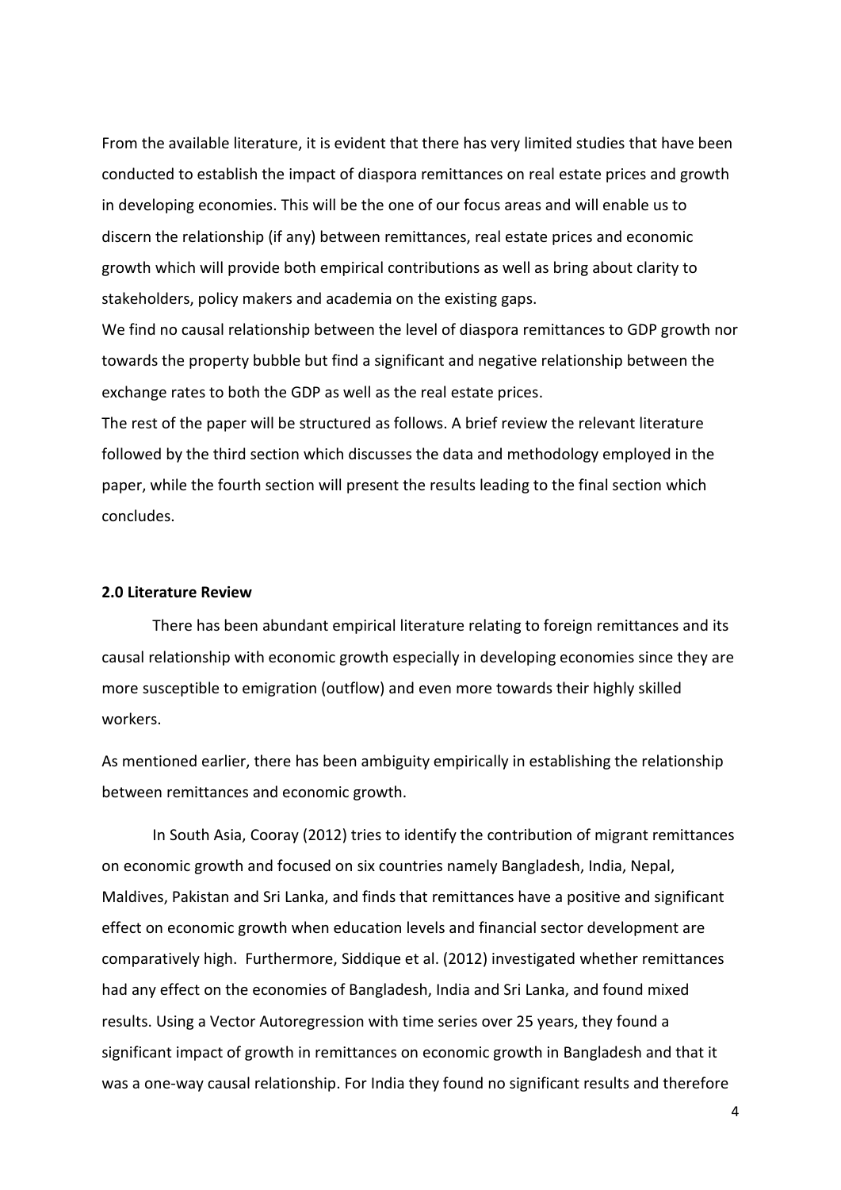From the available literature, it is evident that there has very limited studies that have been conducted to establish the impact of diaspora remittances on real estate prices and growth in developing economies. This will be the one of our focus areas and will enable us to discern the relationship (if any) between remittances, real estate prices and economic growth which will provide both empirical contributions as well as bring about clarity to stakeholders, policy makers and academia on the existing gaps.

We find no causal relationship between the level of diaspora remittances to GDP growth nor towards the property bubble but find a significant and negative relationship between the exchange rates to both the GDP as well as the real estate prices.

The rest of the paper will be structured as follows. A brief review the relevant literature followed by the third section which discusses the data and methodology employed in the paper, while the fourth section will present the results leading to the final section which concludes.

## 2.0 Literature Review

There has been abundant empirical literature relating to foreign remittances and its causal relationship with economic growth especially in developing economies since they are more susceptible to emigration (outflow) and even more towards their highly skilled workers.

As mentioned earlier, there has been ambiguity empirically in establishing the relationship between remittances and economic growth.

In South Asia, Cooray (2012) tries to identify the contribution of migrant remittances on economic growth and focused on six countries namely Bangladesh, India, Nepal, Maldives, Pakistan and Sri Lanka, and finds that remittances have a positive and significant effect on economic growth when education levels and financial sector development are comparatively high. Furthermore, Siddique et al. (2012) investigated whether remittances had any effect on the economies of Bangladesh, India and Sri Lanka, and found mixed results. Using a Vector Autoregression with time series over 25 years, they found a significant impact of growth in remittances on economic growth in Bangladesh and that it was a one-way causal relationship. For India they found no significant results and therefore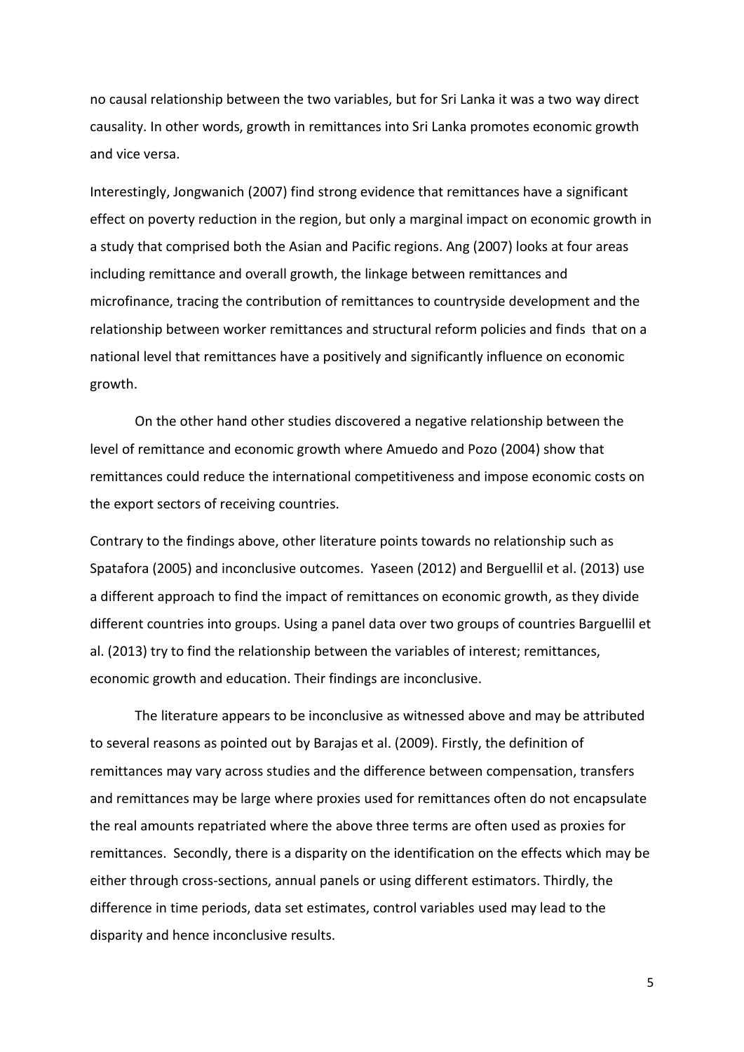no causal relationship between the two variables, but for Sri Lanka it was a two way direct causality. In other words, growth in remittances into Sri Lanka promotes economic growth and vice versa.

Interestingly, Jongwanich (2007) find strong evidence that remittances have a significant effect on poverty reduction in the region, but only a marginal impact on economic growth in a study that comprised both the Asian and Pacific regions. Ang (2007) looks at four areas including remittance and overall growth, the linkage between remittances and microfinance, tracing the contribution of remittances to countryside development and the relationship between worker remittances and structural reform policies and finds that on a national level that remittances have a positively and significantly influence on economic growth.

On the other hand other studies discovered a negative relationship between the level of remittance and economic growth where Amuedo and Pozo (2004) show that remittances could reduce the international competitiveness and impose economic costs on the export sectors of receiving countries.

Contrary to the findings above, other literature points towards no relationship such as Spatafora (2005) and inconclusive outcomes. Yaseen (2012) and Berguellil et al. (2013) use a different approach to find the impact of remittances on economic growth, as they divide different countries into groups. Using a panel data over two groups of countries Barguellil et al. (2013) try to find the relationship between the variables of interest; remittances, economic growth and education. Their findings are inconclusive.

The literature appears to be inconclusive as witnessed above and may be attributed to several reasons as pointed out by Barajas et al. (2009). Firstly, the definition of remittances may vary across studies and the difference between compensation, transfers and remittances may be large where proxies used for remittances often do not encapsulate the real amounts repatriated where the above three terms are often used as proxies for remittances. Secondly, there is a disparity on the identification on the effects which may be either through cross-sections, annual panels or using different estimators. Thirdly, the difference in time periods, data set estimates, control variables used may lead to the disparity and hence inconclusive results.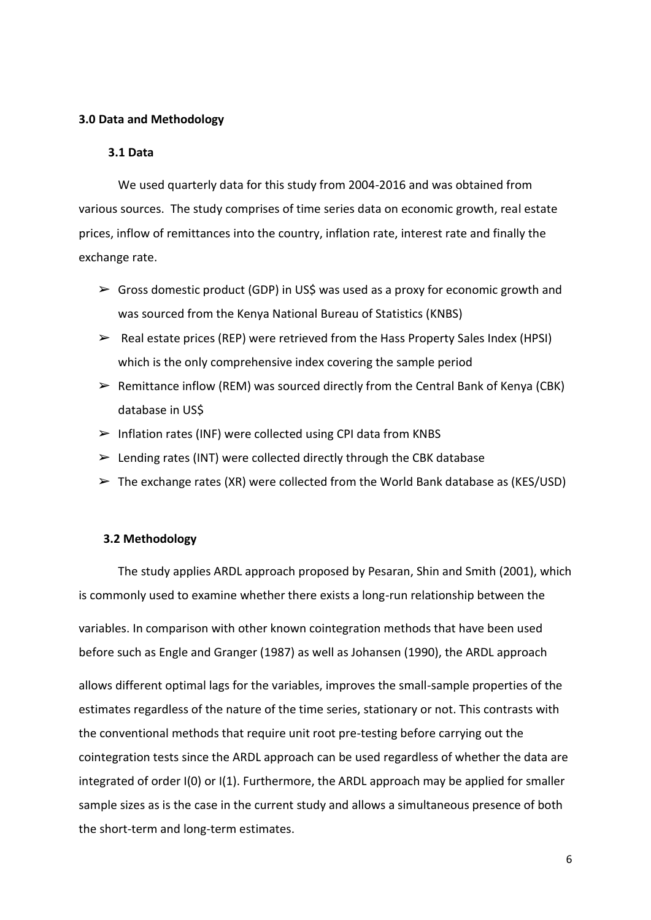## 3.0 Data and Methodology

### 3.1 Data

We used quarterly data for this study from 2004-2016 and was obtained from various sources. The study comprises of time series data on economic growth, real estate prices, inflow of remittances into the country, inflation rate, interest rate and finally the exchange rate.

- Gross domestic product (GDP) in US$ was used as a proxy for economic growth and was sourced from the Kenya National Bureau of Statistics (KNBS)
- Real estate prices (REP) were retrieved from the Hass Property Sales Index (HPSI) which is the only comprehensive index covering the sample period
- Remittance inflow (REM) was sourced directly from the Central Bank of Kenya (CBK) database in US$
- Inflation rates (INF) were collected using CPI data from KNBS
- Lending rates (INT) were collected directly through the CBK database
- The exchange rates (XR) were collected from the World Bank database as (KES/USD)

### 3.2 Methodology

The study applies ARDL approach proposed by Pesaran, Shin and Smith (2001), which is commonly used to examine whether there exists a long-run relationship between the variables. In comparison with other known cointegration methods that have been used before such as Engle and Granger (1987) as well as Johansen (1990), the ARDL approach allows different optimal lags for the variables, improves the small-sample properties of the estimates regardless of the nature of the time series, stationary or not. This contrasts with the conventional methods that require unit root pre-testing before carrying out the cointegration tests since the ARDL approach can be used regardless of whether the data are integrated of order I(0) or I(1). Furthermore, the ARDL approach may be applied for smaller sample sizes as is the case in the current study and allows a simultaneous presence of both the short-term and long-term estimates.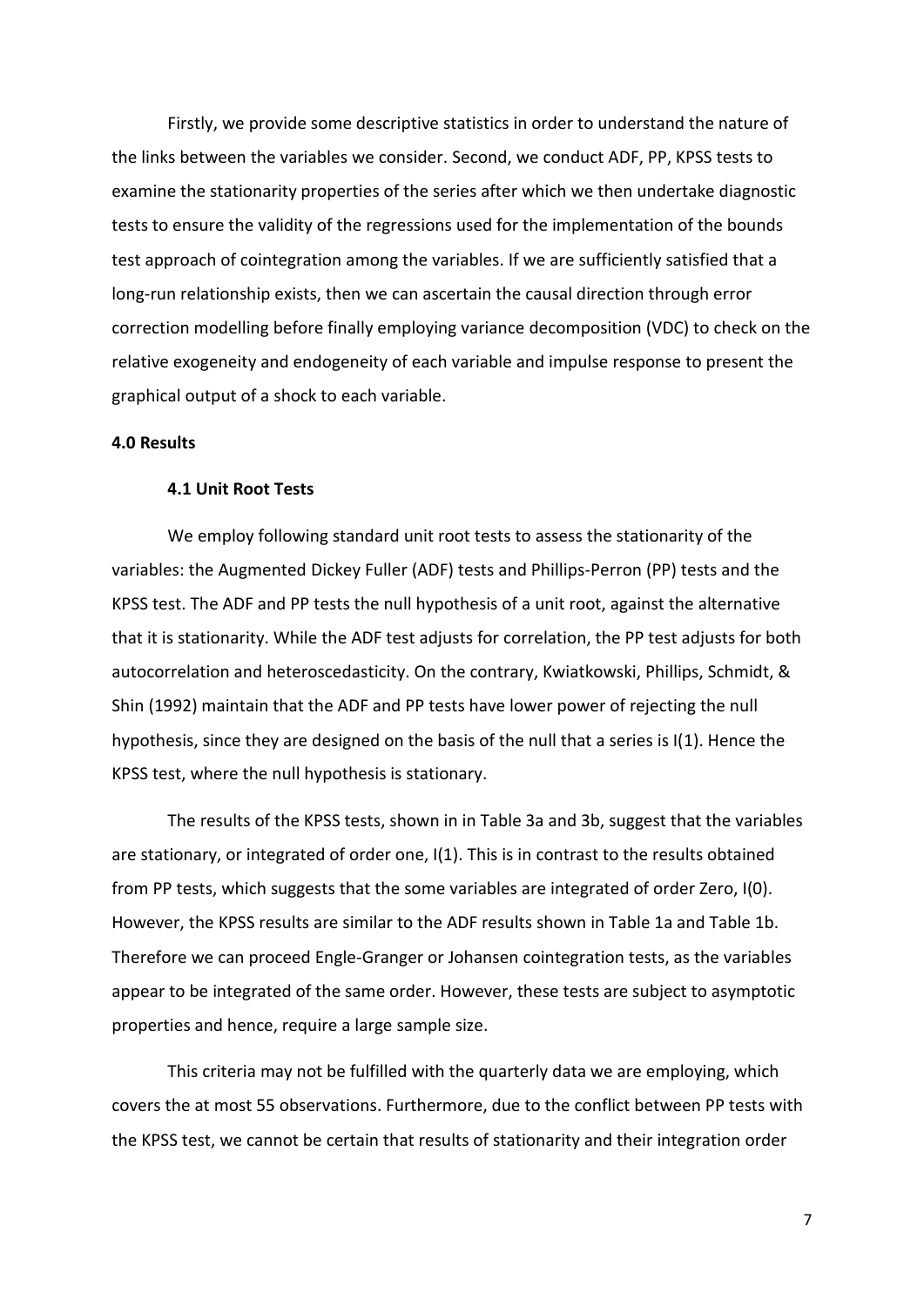Firstly, we provide some descriptive statistics in order to understand the nature of the links between the variables we consider. Second, we conduct ADF, PP, KPSS tests to examine the stationarity properties of the series after which we then undertake diagnostic tests to ensure the validity of the regressions used for the implementation of the bounds test approach of cointegration among the variables. If we are sufficiently satisfied that a long-run relationship exists, then we can ascertain the causal direction through error correction modelling before finally employing variance decomposition (VDC) to check on the relative exogeneity and endogeneity of each variable and impulse response to present the graphical output of a shock to each variable.

## 4.0 Results

### 4.1 Unit Root Tests

We employ following standard unit root tests to assess the stationarity of the variables: the Augmented Dickey Fuller (ADF) tests and Phillips-Perron (PP) tests and the KPSS test. The ADF and PP tests the null hypothesis of a unit root, against the alternative that it is stationarity. While the ADF test adjusts for correlation, the PP test adjusts for both autocorrelation and heteroscedasticity. On the contrary, Kwiatkowski, Phillips, Schmidt, & Shin (1992) maintain that the ADF and PP tests have lower power of rejecting the null hypothesis, since they are designed on the basis of the null that a series is I(1). Hence the KPSS test, where the null hypothesis is stationary.

The results of the KPSS tests, shown in in Table 3a and 3b, suggest that the variables are stationary, or integrated of order one, I(1). This is in contrast to the results obtained from PP tests, which suggests that the some variables are integrated of order Zero, I(0). However, the KPSS results are similar to the ADF results shown in Table 1a and Table 1b. Therefore we can proceed Engle-Granger or Johansen cointegration tests, as the variables appear to be integrated of the same order. However, these tests are subject to asymptotic properties and hence, require a large sample size.

This criteria may not be fulfilled with the quarterly data we are employing, which covers the at most 55 observations. Furthermore, due to the conflict between PP tests with the KPSS test, we cannot be certain that results of stationarity and their integration order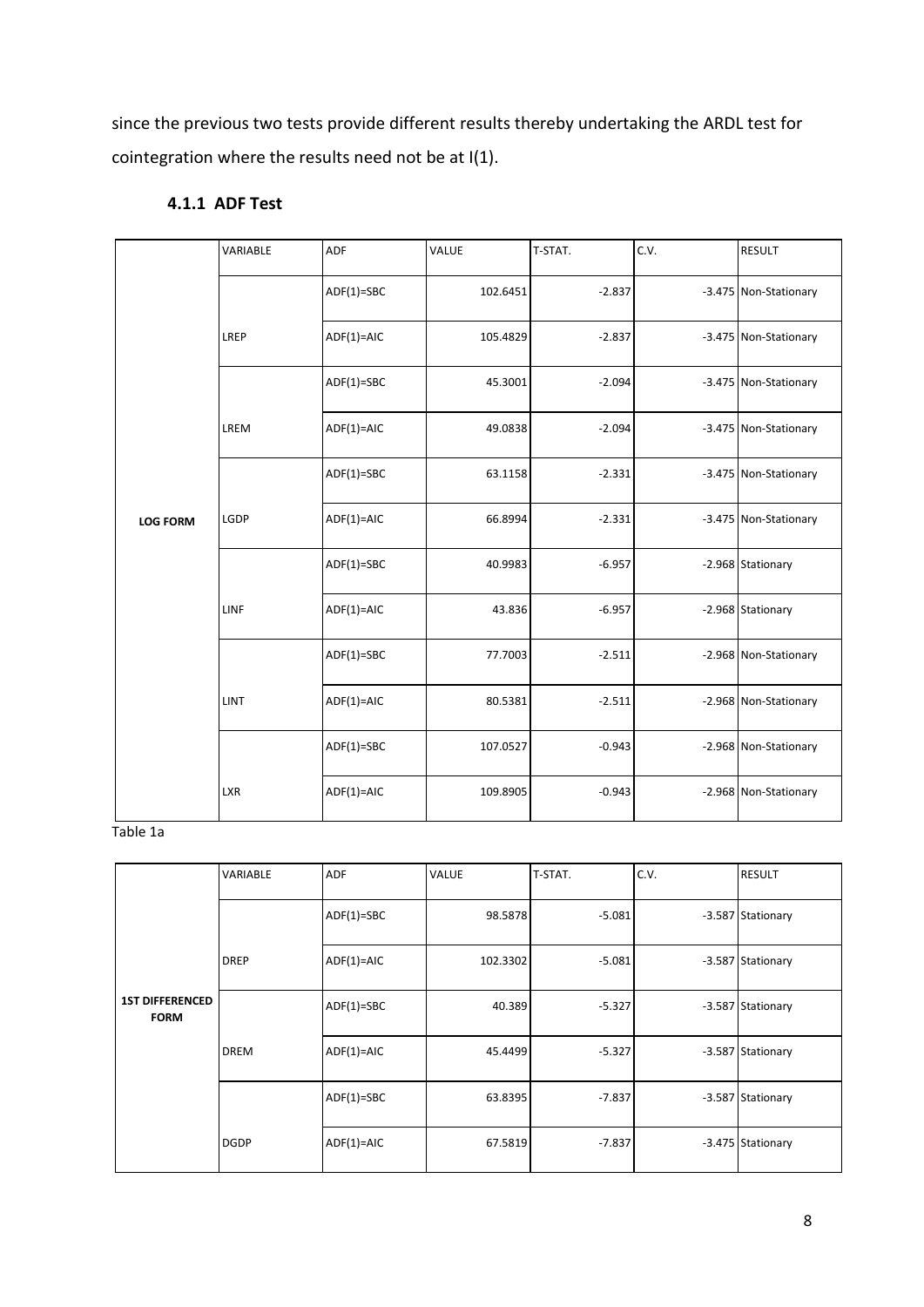since the previous two tests provide different results thereby undertaking the ARDL test for cointegration where the results need not be at I(1).

### 4.1.1 ADF Test

| | VARIABLE | ADF | VALUE | T-STAT. | C.V. | RESULT |
|---|---|---|---|---|---|---|
| LOG FORM | LREP | ADF(1)=SBC | 102.6451 | -2.837 | -3.475 | Non-Stationary |
| | | ADF(1)=AIC | 105.4829 | -2.837 | -3.475 | Non-Stationary |
| | LREM | ADF(1)=SBC | 45.3001 | -2.094 | -3.475 | Non-Stationary |
| | | ADF(1)=AIC | 49.0838 | -2.094 | -3.475 | Non-Stationary |
| | LGDP | ADF(1)=SBC | 63.1158 | -2.331 | -3.475 | Non-Stationary |
| | | ADF(1)=AIC | 66.8994 | -2.331 | -3.475 | Non-Stationary |
| | LINF | ADF(1)=SBC | 40.9983 | -6.957 | -2.968 | Stationary |
| | | ADF(1)=AIC | 43.836 | -6.957 | -2.968 | Stationary |
| | LINT | ADF(1)=SBC | 77.7003 | -2.511 | -2.968 | Non-Stationary |
| | | ADF(1)=AIC | 80.5381 | -2.511 | -2.968 | Non-Stationary |
| | LXR | ADF(1)=SBC | 107.0527 | -0.943 | -2.968 | Non-Stationary |
| | | ADF(1)=AIC | 109.8905 | -0.943 | -2.968 | Non-Stationary |

Table 1a

| | VARIABLE | ADF | VALUE | T-STAT. | C.V. | RESULT |
|---|---|---|---|---|---|---|
| 1ST DIFFERENCED FORM | DREP | ADF(1)=SBC | 98.5878 | -5.081 | -3.587 | Stationary |
| | | ADF(1)=AIC | 102.3302 | -5.081 | -3.587 | Stationary |
| | DREM | ADF(1)=SBC | 40.389 | -5.327 | -3.587 | Stationary |
| | | ADF(1)=AIC | 45.4499 | -5.327 | -3.587 | Stationary |
| | DGDP | ADF(1)=SBC | 63.8395 | -7.837 | -3.587 | Stationary |
| | | ADF(1)=AIC | 67.5819 | -7.837 | -3.475 | Stationary |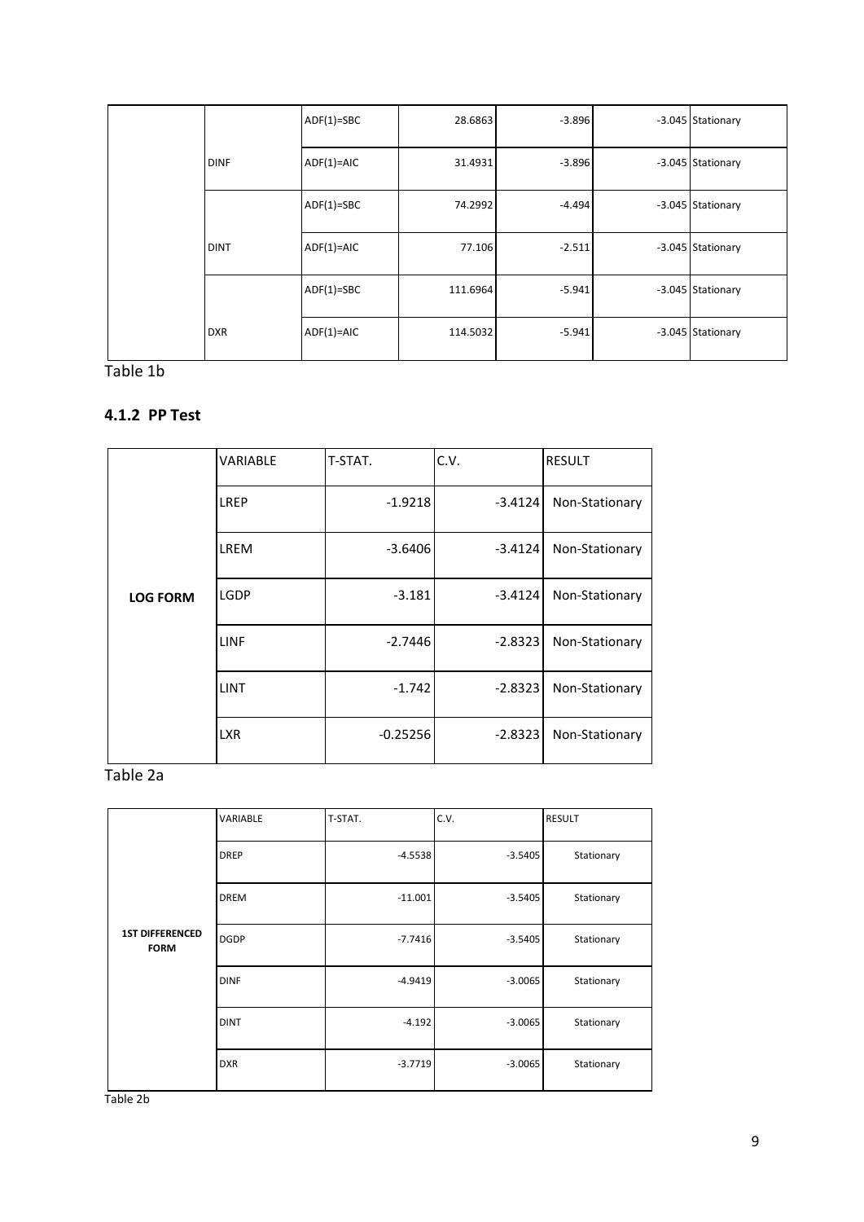| | | | | | |
|---|---|---|---|---|---|
| | | ADF(1)=SBC | 28.6863 | -3.896 | -3.045 Stationary |
| | DINF | ADF(1)=AIC | 31.4931 | -3.896 | -3.045 Stationary |
| | | ADF(1)=SBC | 74.2992 | -4.494 | -3.045 Stationary |
| | DINT | ADF(1)=AIC | 77.106 | -2.511 | -3.045 Stationary |
| | | ADF(1)=SBC | 111.6964 | -5.941 | -3.045 Stationary |
| | DXR | ADF(1)=AIC | 114.5032 | -5.941 | -3.045 Stationary |

Table 1b

### 4.1.2 PP Test

| | VARIABLE | T-STAT. | C.V. | RESULT |
|---|---|---|---|---|
| | LREP | -1.9218 | -3.4124 | Non-Stationary |
| | LREM | -3.6406 | -3.4124 | Non-Stationary |
| **LOG FORM** | LGDP | -3.181 | -3.4124 | Non-Stationary |
| | LINF | -2.7446 | -2.8323 | Non-Stationary |
| | LINT | -1.742 | -2.8323 | Non-Stationary |
| | LXR | -0.25256 | -2.8323 | Non-Stationary |

Table 2a

| | VARIABLE | T-STAT. | C.V. | RESULT |
|---|---|---|---|---|
| | DREP | -4.5538 | -3.5405 | Stationary |
| | DREM | -11.001 | -3.5405 | Stationary |
| **1ST DIFFERENCED FORM** | DGDP | -7.7416 | -3.5405 | Stationary |
| | DINF | -4.9419 | -3.0065 | Stationary |
| | DINT | -4.192 | -3.0065 | Stationary |
| | DXR | -3.7719 | -3.0065 | Stationary |

Table 2b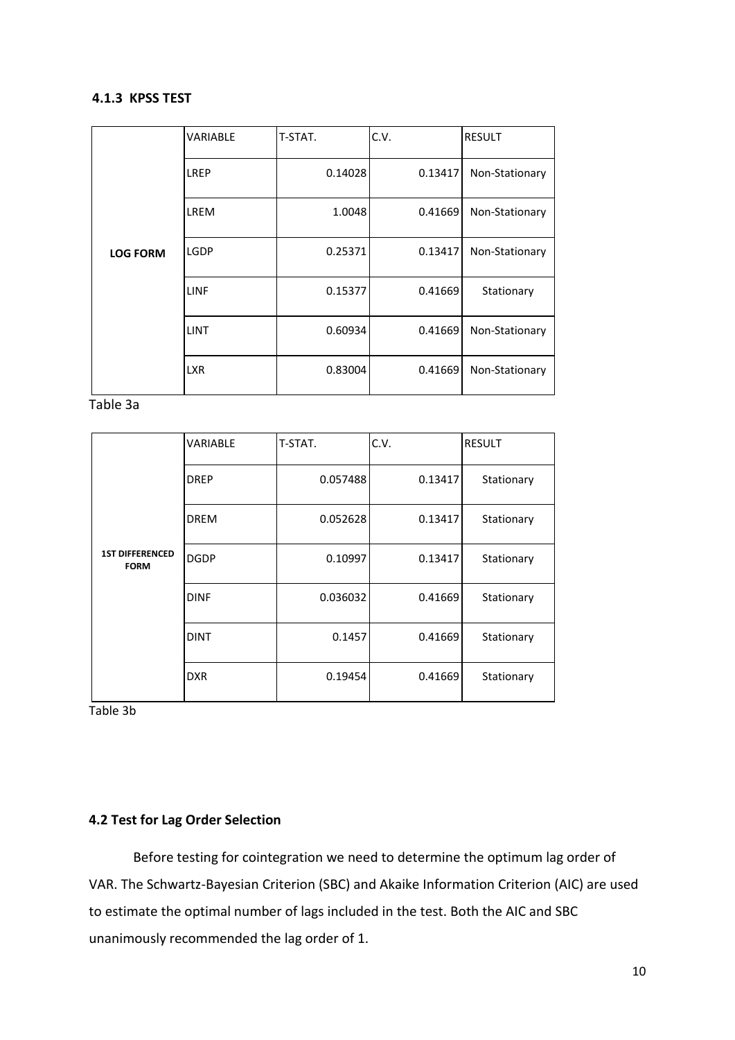### 4.1.3 KPSS TEST

| | VARIABLE | T-STAT. | C.V. | RESULT |
|---|---|---|---|---|
| **LOG FORM** | LREP | 0.14028 | 0.13417 | Non-Stationary |
| | LREM | 1.0048 | 0.41669 | Non-Stationary |
| | LGDP | 0.25371 | 0.13417 | Non-Stationary |
| | LINF | 0.15377 | 0.41669 | Stationary |
| | LINT | 0.60934 | 0.41669 | Non-Stationary |
| | LXR | 0.83004 | 0.41669 | Non-Stationary |

Table 3a

| | VARIABLE | T-STAT. | C.V. | RESULT |
|---|---|---|---|---|
| **1ST DIFFERENCED FORM** | DREP | 0.057488 | 0.13417 | Stationary |
| | DREM | 0.052628 | 0.13417 | Stationary |
| | DGDP | 0.10997 | 0.13417 | Stationary |
| | DINF | 0.036032 | 0.41669 | Stationary |
| | DINT | 0.1457 | 0.41669 | Stationary |
| | DXR | 0.19454 | 0.41669 | Stationary |

Table 3b

### 4.2 Test for Lag Order Selection

Before testing for cointegration we need to determine the optimum lag order of VAR. The Schwartz-Bayesian Criterion (SBC) and Akaike Information Criterion (AIC) are used to estimate the optimal number of lags included in the test. Both the AIC and SBC unanimously recommended the lag order of 1.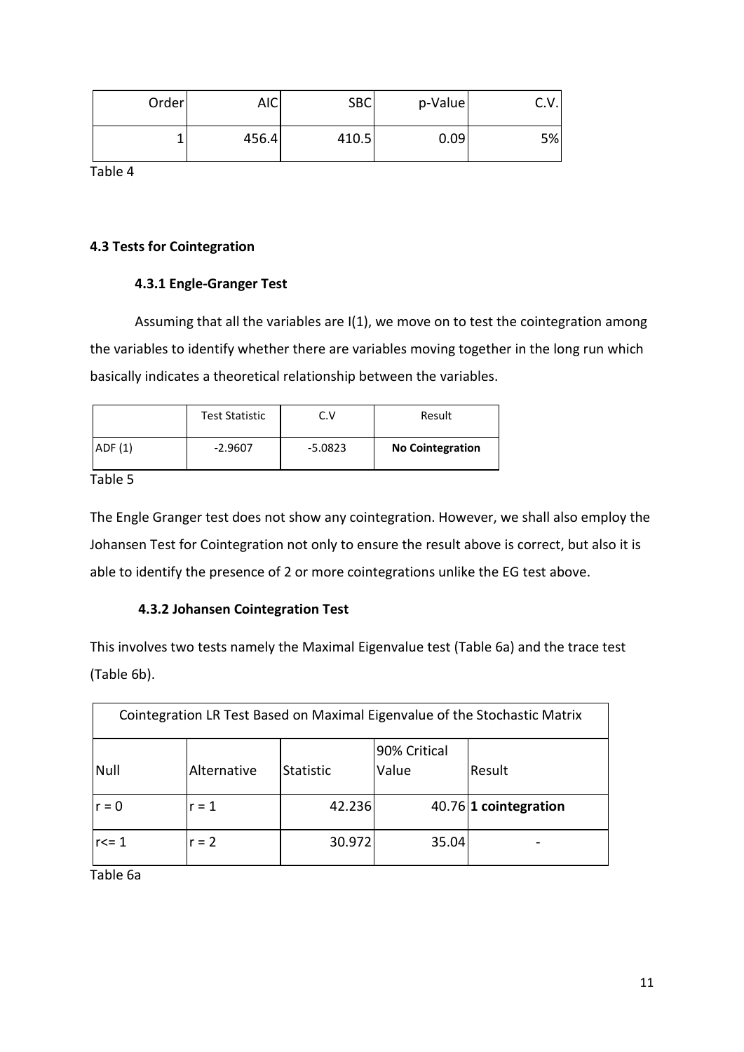| Order | AIC | SBC | p-Value | C.V. |
|---|---|---|---|---|
| 1 | 456.4 | 410.5 | 0.09 | 5% |

Table 4

### 4.3 Tests for Cointegration

#### 4.3.1 Engle-Granger Test

Assuming that all the variables are I(1), we move on to test the cointegration among the variables to identify whether there are variables moving together in the long run which basically indicates a theoretical relationship between the variables.

| | Test Statistic | C.V | Result |
|---|---|---|---|
| ADF (1) | -2.9607 | -5.0823 | **No Cointegration** |

Table 5

The Engle Granger test does not show any cointegration. However, we shall also employ the Johansen Test for Cointegration not only to ensure the result above is correct, but also it is able to identify the presence of 2 or more cointegrations unlike the EG test above.

#### 4.3.2 Johansen Cointegration Test

This involves two tests namely the Maximal Eigenvalue test (Table 6a) and the trace test (Table 6b).

| Cointegration LR Test Based on Maximal Eigenvalue of the Stochastic Matrix | | | | |
|---|---|---|---|---|
| Null | Alternative | Statistic | 90% Critical Value | Result |
| r = 0 | r = 1 | 42.236 | 40.76 | **1 cointegration** |
| r<= 1 | r = 2 | 30.972 | 35.04 | - |

Table 6a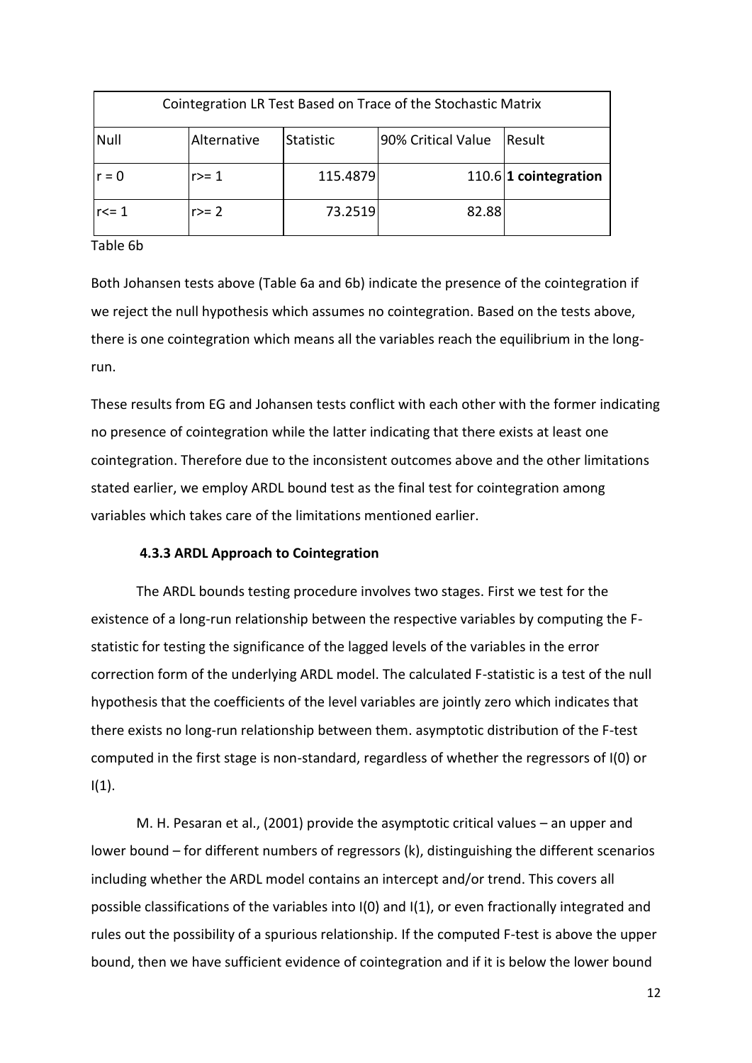| Cointegration LR Test Based on Trace of the Stochastic Matrix | | | | |
|---|---|---|---|---|
| Null | Alternative | Statistic | 90% Critical Value | Result |
| r = 0 | r>= 1 | 115.4879 | 110.6 | **1 cointegration** |
| r<= 1 | r>= 2 | 73.2519 | 82.88 | |

Table 6b

Both Johansen tests above (Table 6a and 6b) indicate the presence of the cointegration if we reject the null hypothesis which assumes no cointegration. Based on the tests above, there is one cointegration which means all the variables reach the equilibrium in the long-run.

These results from EG and Johansen tests conflict with each other with the former indicating no presence of cointegration while the latter indicating that there exists at least one cointegration. Therefore due to the inconsistent outcomes above and the other limitations stated earlier, we employ ARDL bound test as the final test for cointegration among variables which takes care of the limitations mentioned earlier.

### 4.3.3 ARDL Approach to Cointegration

The ARDL bounds testing procedure involves two stages. First we test for the existence of a long-run relationship between the respective variables by computing the F-statistic for testing the significance of the lagged levels of the variables in the error correction form of the underlying ARDL model. The calculated F-statistic is a test of the null hypothesis that the coefficients of the level variables are jointly zero which indicates that there exists no long-run relationship between them. asymptotic distribution of the F-test computed in the first stage is non-standard, regardless of whether the regressors of I(0) or I(1).

M. H. Pesaran et al., (2001) provide the asymptotic critical values – an upper and lower bound – for different numbers of regressors (k), distinguishing the different scenarios including whether the ARDL model contains an intercept and/or trend. This covers all possible classifications of the variables into I(0) and I(1), or even fractionally integrated and rules out the possibility of a spurious relationship. If the computed F-test is above the upper bound, then we have sufficient evidence of cointegration and if it is below the lower bound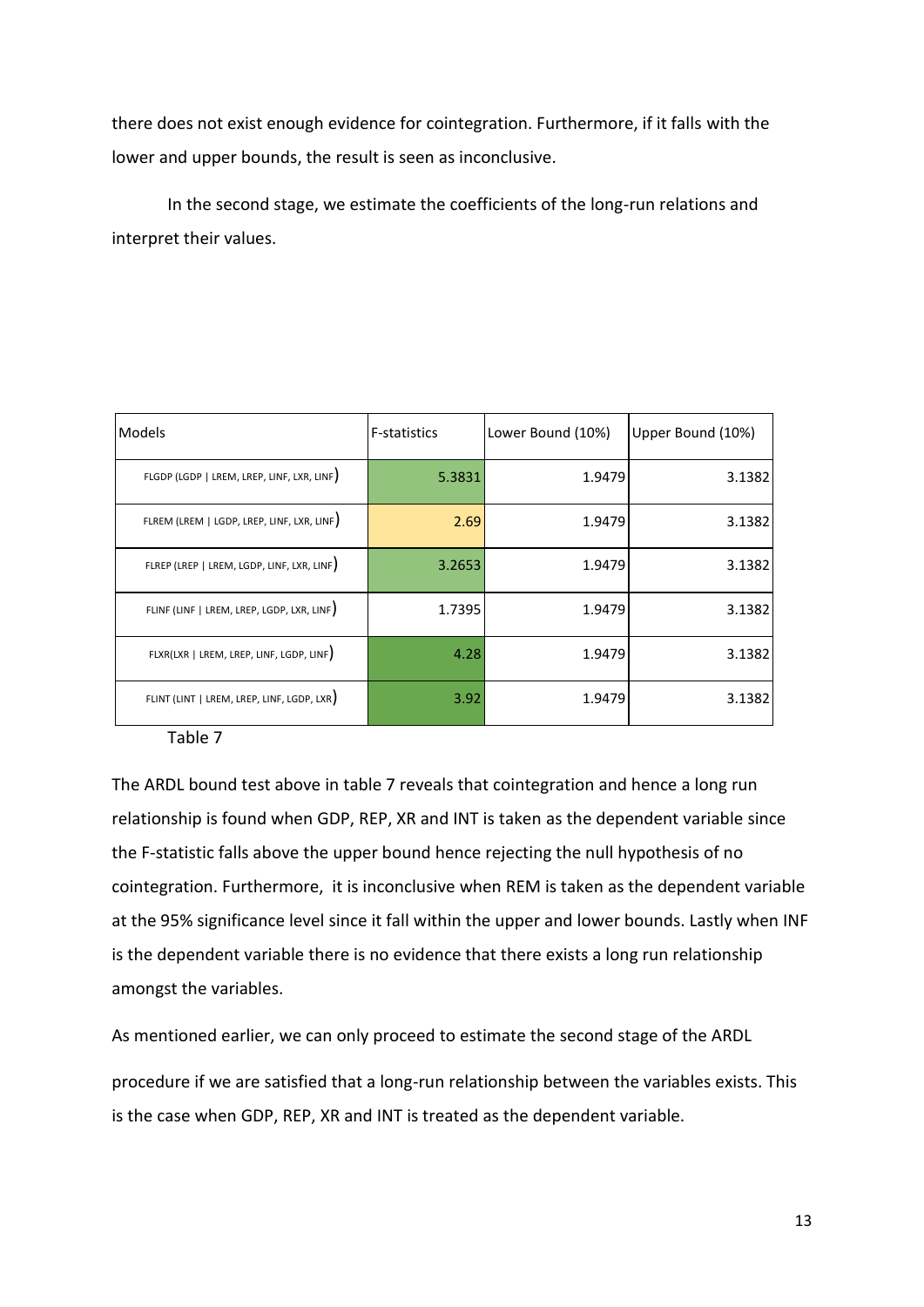there does not exist enough evidence for cointegration. Furthermore, if it falls with the lower and upper bounds, the result is seen as inconclusive.

In the second stage, we estimate the coefficients of the long-run relations and interpret their values.

| Models | F-statistics | Lower Bound (10%) | Upper Bound (10%) |
|---|---|---|---|
| FLGDP (LGDP \| LREM, LREP, LINF, LXR, LINF) | 5.3831 | 1.9479 | 3.1382 |
| FLREM (LREM \| LGDP, LREP, LINF, LXR, LINF) | 2.69 | 1.9479 | 3.1382 |
| FLREP (LREP \| LREM, LGDP, LINF, LXR, LINF) | 3.2653 | 1.9479 | 3.1382 |
| FLINF (LINF \| LREM, LREP, LGDP, LXR, LINF) | 1.7395 | 1.9479 | 3.1382 |
| FLXR(LXR \| LREM, LREP, LINF, LGDP, LINF) | 4.28 | 1.9479 | 3.1382 |
| FLINT (LINT \| LREM, LREP, LINF, LGDP, LXR) | 3.92 | 1.9479 | 3.1382 |

Table 7

The ARDL bound test above in table 7 reveals that cointegration and hence a long run relationship is found when GDP, REP, XR and INT is taken as the dependent variable since the F-statistic falls above the upper bound hence rejecting the null hypothesis of no cointegration. Furthermore, it is inconclusive when REM is taken as the dependent variable at the 95% significance level since it fall within the upper and lower bounds. Lastly when INF is the dependent variable there is no evidence that there exists a long run relationship amongst the variables.

As mentioned earlier, we can only proceed to estimate the second stage of the ARDL procedure if we are satisfied that a long-run relationship between the variables exists. This is the case when GDP, REP, XR and INT is treated as the dependent variable.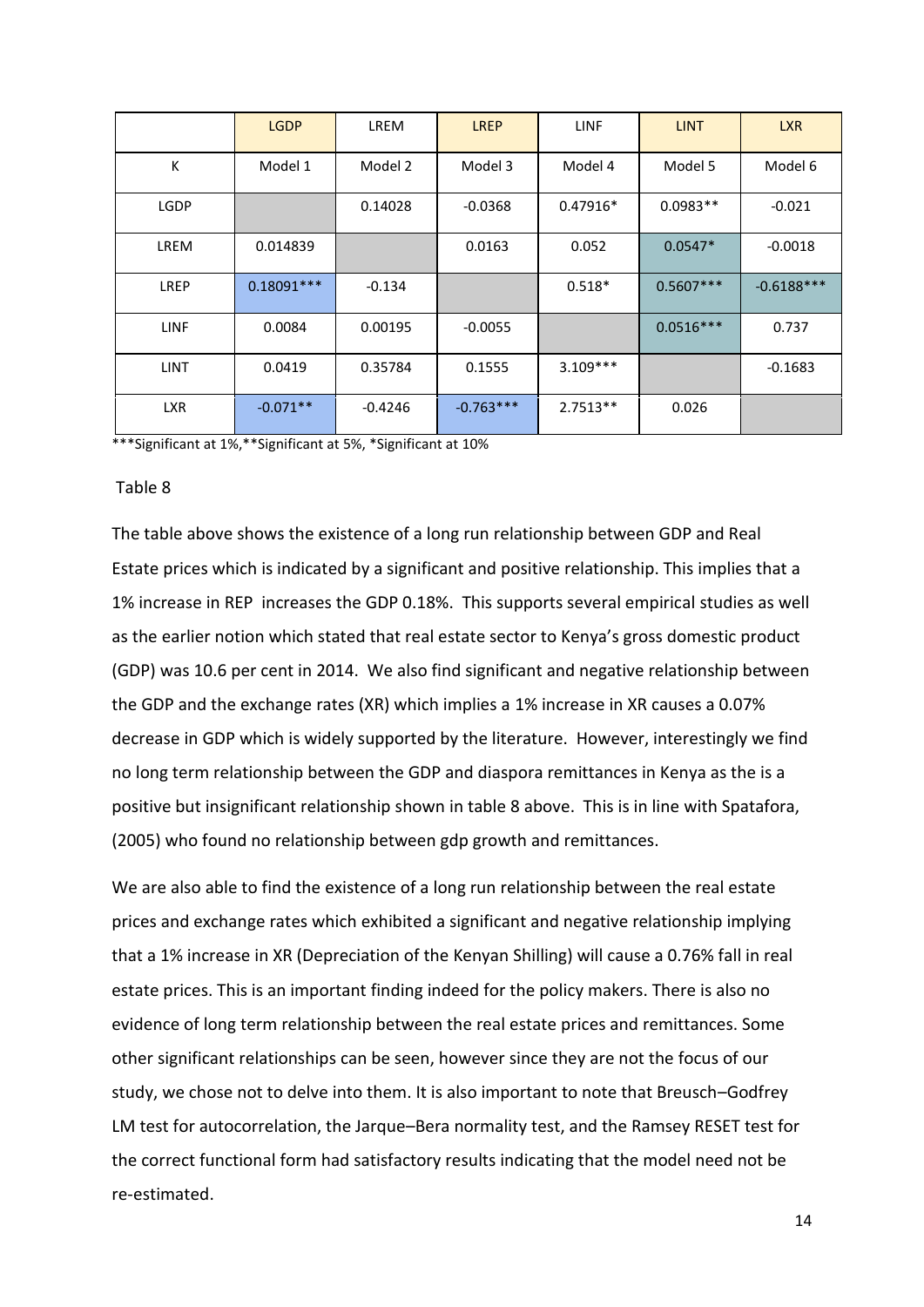|  | LGDP | LREM | LREP | LINF | LINT | LXR |
| --- | --- | --- | --- | --- | --- | --- |
| K | Model 1 | Model 2 | Model 3 | Model 4 | Model 5 | Model 6 |
| LGDP |  | 0.14028 | -0.0368 | 0.47916* | 0.0983** | -0.021 |
| LREM | 0.014839 |  | 0.0163 | 0.052 | 0.0547* | -0.0018 |
| LREP | 0.18091*** | -0.134 |  | 0.518* | 0.5607*** | -0.6188*** |
| LINF | 0.0084 | 0.00195 | -0.0055 |  | 0.0516*** | 0.737 |
| LINT | 0.0419 | 0.35784 | 0.1555 | 3.109*** |  | -0.1683 |
| LXR | -0.071** | -0.4246 | -0.763*** | 2.7513** | 0.026 |  |

***Significant at 1%,**Significant at 5%, *Significant at 10%

Table 8

The table above shows the existence of a long run relationship between GDP and Real Estate prices which is indicated by a significant and positive relationship. This implies that a 1% increase in REP increases the GDP 0.18%. This supports several empirical studies as well as the earlier notion which stated that real estate sector to Kenya's gross domestic product (GDP) was 10.6 per cent in 2014. We also find significant and negative relationship between the GDP and the exchange rates (XR) which implies a 1% increase in XR causes a 0.07% decrease in GDP which is widely supported by the literature. However, interestingly we find no long term relationship between the GDP and diaspora remittances in Kenya as the is a positive but insignificant relationship shown in table 8 above. This is in line with Spatafora, (2005) who found no relationship between gdp growth and remittances.

We are also able to find the existence of a long run relationship between the real estate prices and exchange rates which exhibited a significant and negative relationship implying that a 1% increase in XR (Depreciation of the Kenyan Shilling) will cause a 0.76% fall in real estate prices. This is an important finding indeed for the policy makers. There is also no evidence of long term relationship between the real estate prices and remittances. Some other significant relationships can be seen, however since they are not the focus of our study, we chose not to delve into them. It is also important to note that Breusch–Godfrey LM test for autocorrelation, the Jarque–Bera normality test, and the Ramsey RESET test for the correct functional form had satisfactory results indicating that the model need not be re-estimated.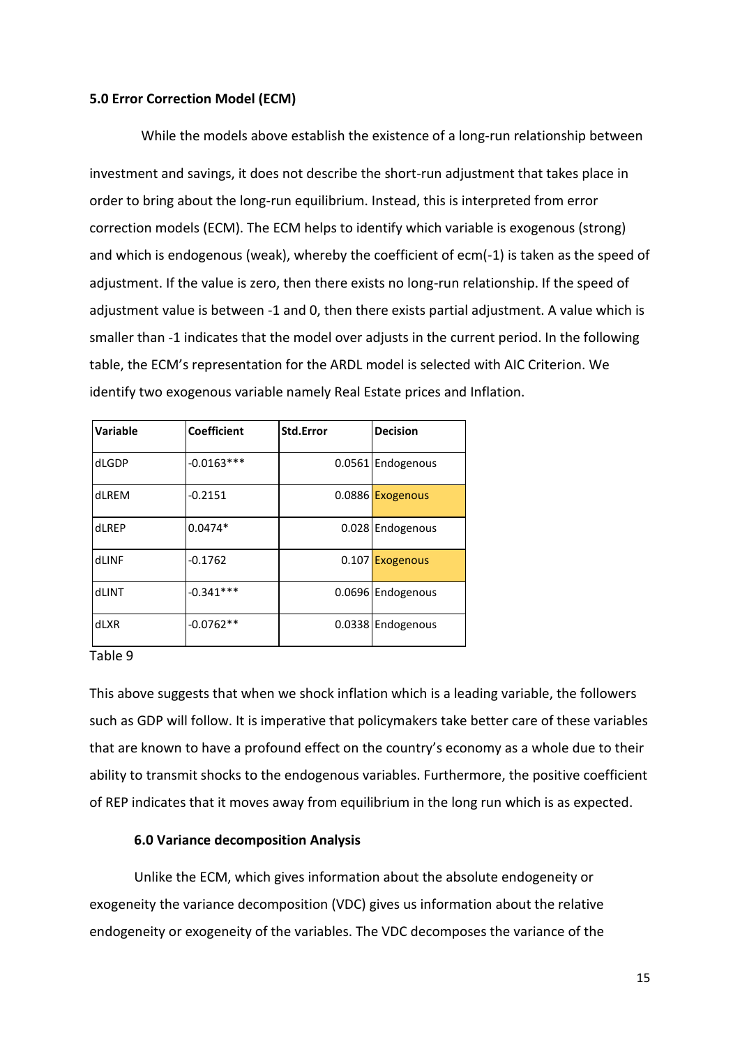### 5.0 Error Correction Model (ECM)

While the models above establish the existence of a long-run relationship between investment and savings, it does not describe the short-run adjustment that takes place in order to bring about the long-run equilibrium. Instead, this is interpreted from error correction models (ECM). The ECM helps to identify which variable is exogenous (strong) and which is endogenous (weak), whereby the coefficient of ecm(-1) is taken as the speed of adjustment. If the value is zero, then there exists no long-run relationship. If the speed of adjustment value is between -1 and 0, then there exists partial adjustment. A value which is smaller than -1 indicates that the model over adjusts in the current period. In the following table, the ECM's representation for the ARDL model is selected with AIC Criterion. We identify two exogenous variable namely Real Estate prices and Inflation.

| Variable | Coefficient | Std.Error | Decision |
|---|---|---|---|
| dLGDP | -0.0163*** | 0.0561 | Endogenous |
| dLREM | -0.2151 | 0.0886 | Exogenous |
| dLREP | 0.0474* | 0.028 | Endogenous |
| dLINF | -0.1762 | 0.107 | Exogenous |
| dLINT | -0.341*** | 0.0696 | Endogenous |
| dLXR | -0.0762** | 0.0338 | Endogenous |

Table 9

This above suggests that when we shock inflation which is a leading variable, the followers such as GDP will follow. It is imperative that policymakers take better care of these variables that are known to have a profound effect on the country's economy as a whole due to their ability to transmit shocks to the endogenous variables. Furthermore, the positive coefficient of REP indicates that it moves away from equilibrium in the long run which is as expected.

### 6.0 Variance decomposition Analysis

Unlike the ECM, which gives information about the absolute endogeneity or exogeneity the variance decomposition (VDC) gives us information about the relative endogeneity or exogeneity of the variables. The VDC decomposes the variance of the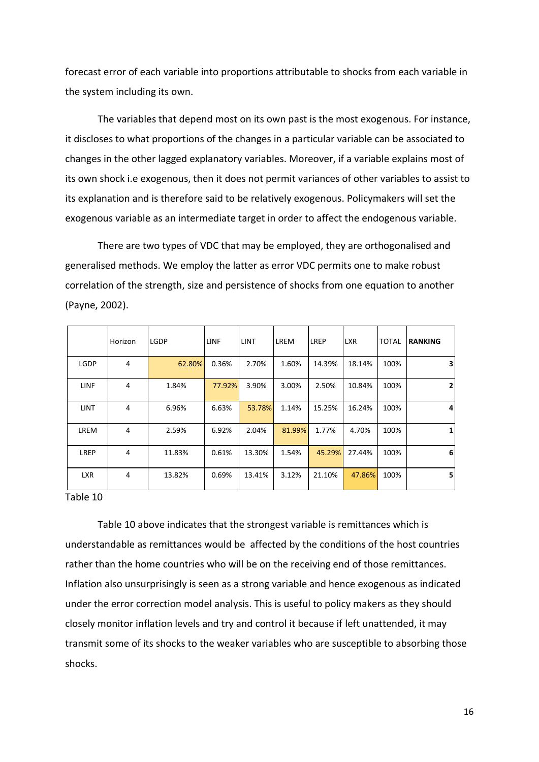forecast error of each variable into proportions attributable to shocks from each variable in the system including its own.

The variables that depend most on its own past is the most exogenous. For instance, it discloses to what proportions of the changes in a particular variable can be associated to changes in the other lagged explanatory variables. Moreover, if a variable explains most of its own shock i.e exogenous, then it does not permit variances of other variables to assist to its explanation and is therefore said to be relatively exogenous. Policymakers will set the exogenous variable as an intermediate target in order to affect the endogenous variable.

There are two types of VDC that may be employed, they are orthogonalised and generalised methods. We employ the latter as error VDC permits one to make robust correlation of the strength, size and persistence of shocks from one equation to another (Payne, 2002).

| | Horizon | LGDP | LINF | LINT | LREM | LREP | LXR | TOTAL | **RANKING** |
|---|---|---|---|---|---|---|---|---|---|
| LGDP | 4 | 62.80% | 0.36% | 2.70% | 1.60% | 14.39% | 18.14% | 100% | **3** |
| LINF | 4 | 1.84% | 77.92% | 3.90% | 3.00% | 2.50% | 10.84% | 100% | **2** |
| LINT | 4 | 6.96% | 6.63% | 53.78% | 1.14% | 15.25% | 16.24% | 100% | **4** |
| LREM | 4 | 2.59% | 6.92% | 2.04% | 81.99% | 1.77% | 4.70% | 100% | **1** |
| LREP | 4 | 11.83% | 0.61% | 13.30% | 1.54% | 45.29% | 27.44% | 100% | **6** |
| LXR | 4 | 13.82% | 0.69% | 13.41% | 3.12% | 21.10% | 47.86% | 100% | **5** |

Table 10

Table 10 above indicates that the strongest variable is remittances which is understandable as remittances would be affected by the conditions of the host countries rather than the home countries who will be on the receiving end of those remittances. Inflation also unsurprisingly is seen as a strong variable and hence exogenous as indicated under the error correction model analysis. This is useful to policy makers as they should closely monitor inflation levels and try and control it because if left unattended, it may transmit some of its shocks to the weaker variables who are susceptible to absorbing those shocks.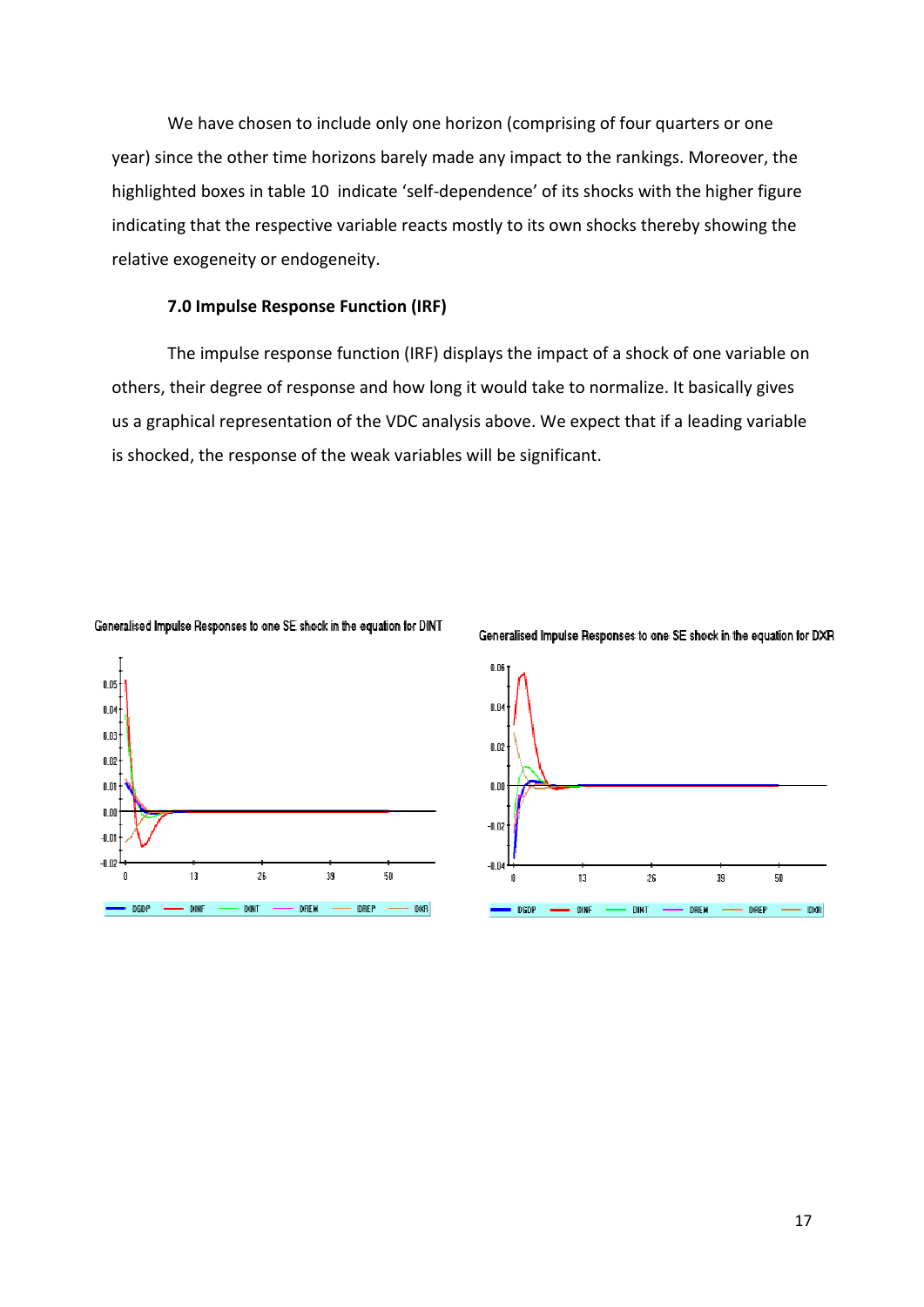We have chosen to include only one horizon (comprising of four quarters or one year) since the other time horizons barely made any impact to the rankings. Moreover, the highlighted boxes in table 10 indicate 'self-dependence' of its shocks with the higher figure indicating that the respective variable reacts mostly to its own shocks thereby showing the relative exogeneity or endogeneity.

### 7.0 Impulse Response Function (IRF)

The impulse response function (IRF) displays the impact of a shock of one variable on others, their degree of response and how long it would take to normalize. It basically gives us a graphical representation of the VDC analysis above. We expect that if a leading variable is shocked, the response of the weak variables will be significant.

Generalised Impulse Responses to one SE shock in the equation for DINT

Generalised Impulse Responses to one SE shock in the equation for DXR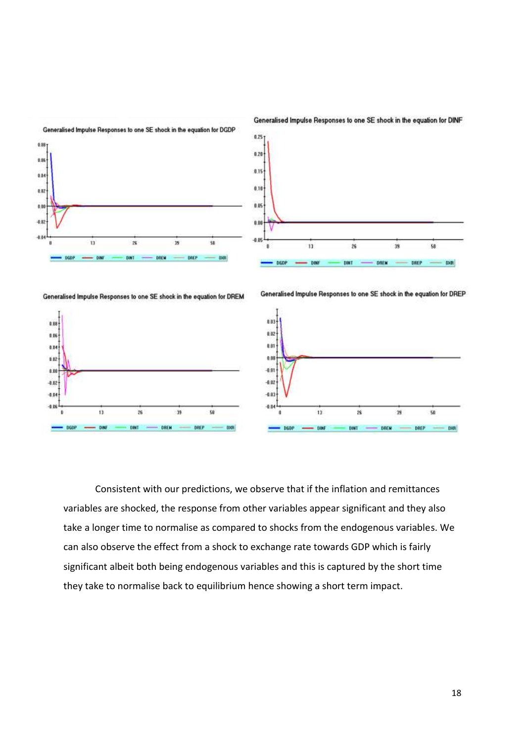Generalised Impulse Responses to one SE shock in the equation for DGDP

Generalised Impulse Responses to one SE shock in the equation for DINF

Generalised Impulse Responses to one SE shock in the equation for DREM

Generalised Impulse Responses to one SE shock in the equation for DREP

Consistent with our predictions, we observe that if the inflation and remittances variables are shocked, the response from other variables appear significant and they also take a longer time to normalise as compared to shocks from the endogenous variables. We can also observe the effect from a shock to exchange rate towards GDP which is fairly significant albeit both being endogenous variables and this is captured by the short time they take to normalise back to equilibrium hence showing a short term impact.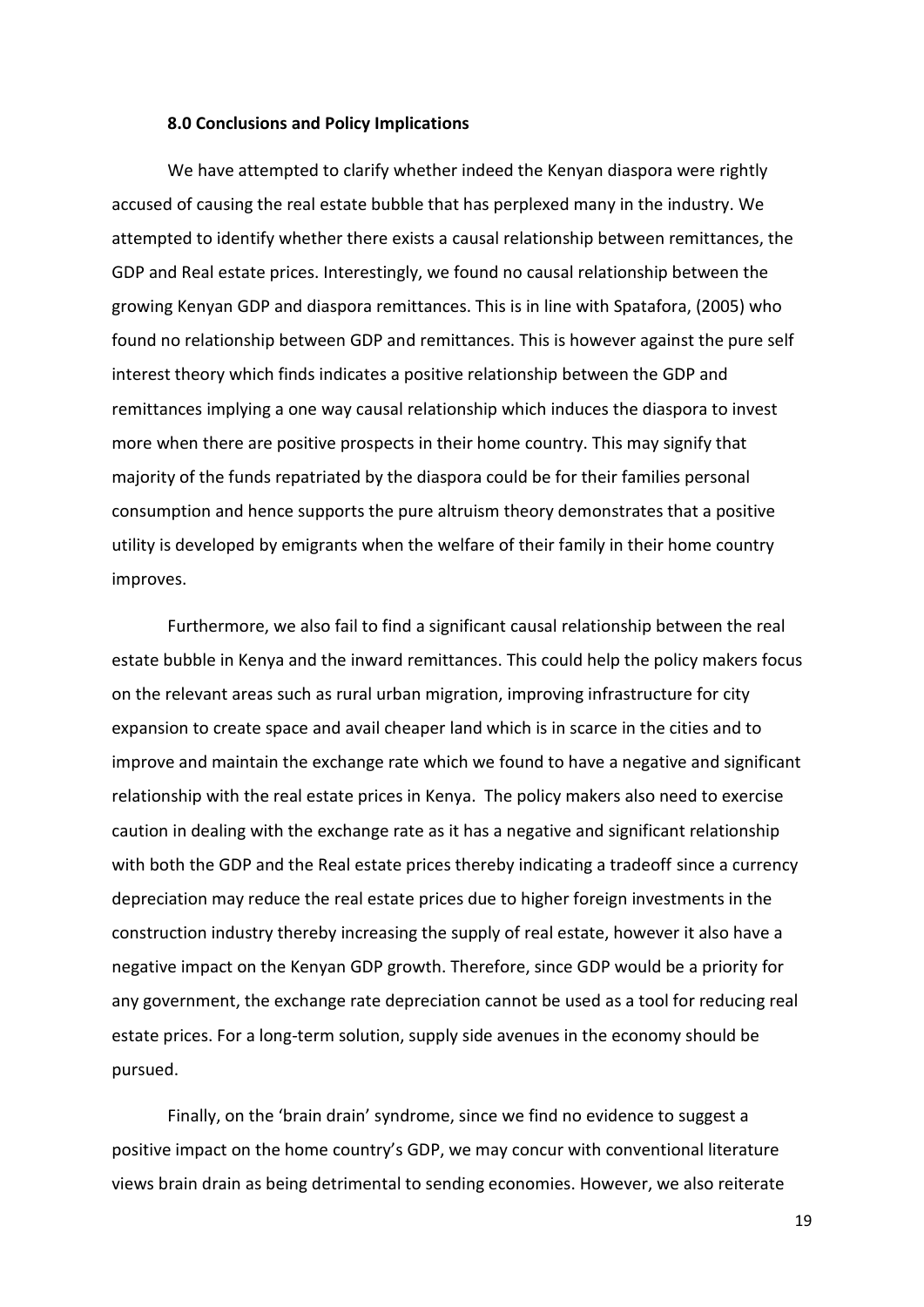### 8.0 Conclusions and Policy Implications

We have attempted to clarify whether indeed the Kenyan diaspora were rightly accused of causing the real estate bubble that has perplexed many in the industry. We attempted to identify whether there exists a causal relationship between remittances, the GDP and Real estate prices. Interestingly, we found no causal relationship between the growing Kenyan GDP and diaspora remittances. This is in line with Spatafora, (2005) who found no relationship between GDP and remittances. This is however against the pure self interest theory which finds indicates a positive relationship between the GDP and remittances implying a one way causal relationship which induces the diaspora to invest more when there are positive prospects in their home country. This may signify that majority of the funds repatriated by the diaspora could be for their families personal consumption and hence supports the pure altruism theory demonstrates that a positive utility is developed by emigrants when the welfare of their family in their home country improves.

Furthermore, we also fail to find a significant causal relationship between the real estate bubble in Kenya and the inward remittances. This could help the policy makers focus on the relevant areas such as rural urban migration, improving infrastructure for city expansion to create space and avail cheaper land which is in scarce in the cities and to improve and maintain the exchange rate which we found to have a negative and significant relationship with the real estate prices in Kenya. The policy makers also need to exercise caution in dealing with the exchange rate as it has a negative and significant relationship with both the GDP and the Real estate prices thereby indicating a tradeoff since a currency depreciation may reduce the real estate prices due to higher foreign investments in the construction industry thereby increasing the supply of real estate, however it also have a negative impact on the Kenyan GDP growth. Therefore, since GDP would be a priority for any government, the exchange rate depreciation cannot be used as a tool for reducing real estate prices. For a long-term solution, supply side avenues in the economy should be pursued.

Finally, on the 'brain drain' syndrome, since we find no evidence to suggest a positive impact on the home country's GDP, we may concur with conventional literature views brain drain as being detrimental to sending economies. However, we also reiterate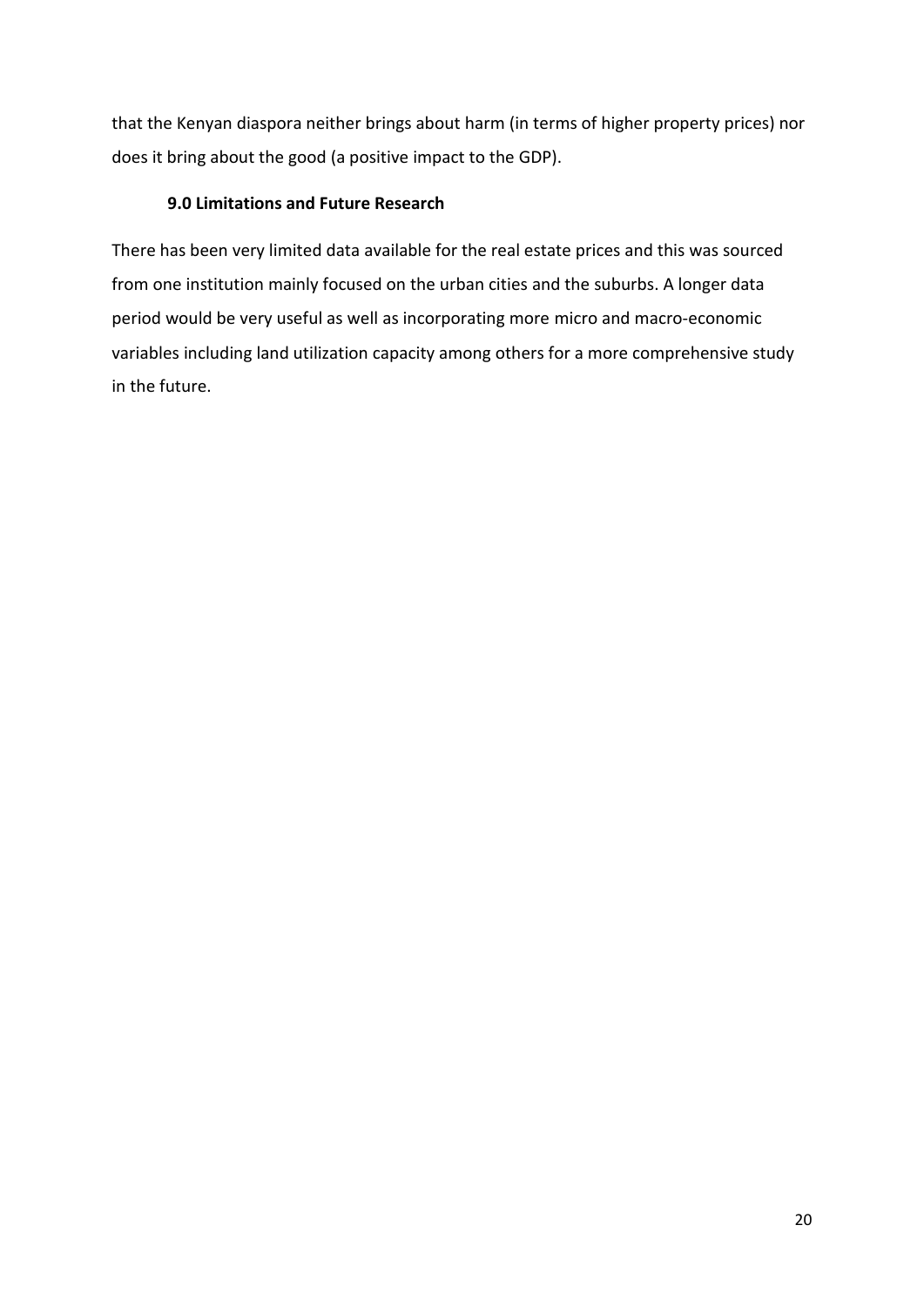that the Kenyan diaspora neither brings about harm (in terms of higher property prices) nor does it bring about the good (a positive impact to the GDP).

## 9.0 Limitations and Future Research

There has been very limited data available for the real estate prices and this was sourced from one institution mainly focused on the urban cities and the suburbs. A longer data period would be very useful as well as incorporating more micro and macro-economic variables including land utilization capacity among others for a more comprehensive study in the future.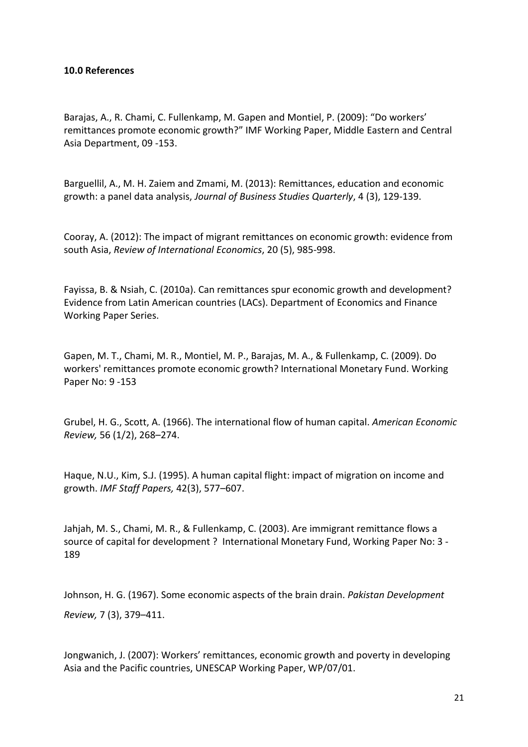**10.0 References**

Barajas, A., R. Chami, C. Fullenkamp, M. Gapen and Montiel, P. (2009): "Do workers' remittances promote economic growth?" IMF Working Paper, Middle Eastern and Central Asia Department, 09 -153.

Barguellil, A., M. H. Zaiem and Zmami, M. (2013): Remittances, education and economic growth: a panel data analysis, *Journal of Business Studies Quarterly*, 4 (3), 129-139.

Cooray, A. (2012): The impact of migrant remittances on economic growth: evidence from south Asia, *Review of International Economics*, 20 (5), 985-998.

Fayissa, B. & Nsiah, C. (2010a). Can remittances spur economic growth and development? Evidence from Latin American countries (LACs). Department of Economics and Finance Working Paper Series.

Gapen, M. T., Chami, M. R., Montiel, M. P., Barajas, M. A., & Fullenkamp, C. (2009). Do workers' remittances promote economic growth? International Monetary Fund. Working Paper No: 9 -153

Grubel, H. G., Scott, A. (1966). The international flow of human capital. *American Economic Review,* 56 (1/2), 268–274.

Haque, N.U., Kim, S.J. (1995). A human capital flight: impact of migration on income and growth. *IMF Staff Papers,* 42(3), 577–607.

Jahjah, M. S., Chami, M. R., & Fullenkamp, C. (2003). Are immigrant remittance flows a source of capital for development ? International Monetary Fund, Working Paper No: 3 - 189

Johnson, H. G. (1967). Some economic aspects of the brain drain. *Pakistan Development Review,* 7 (3), 379–411.

Jongwanich, J. (2007): Workers' remittances, economic growth and poverty in developing Asia and the Pacific countries, UNESCAP Working Paper, WP/07/01.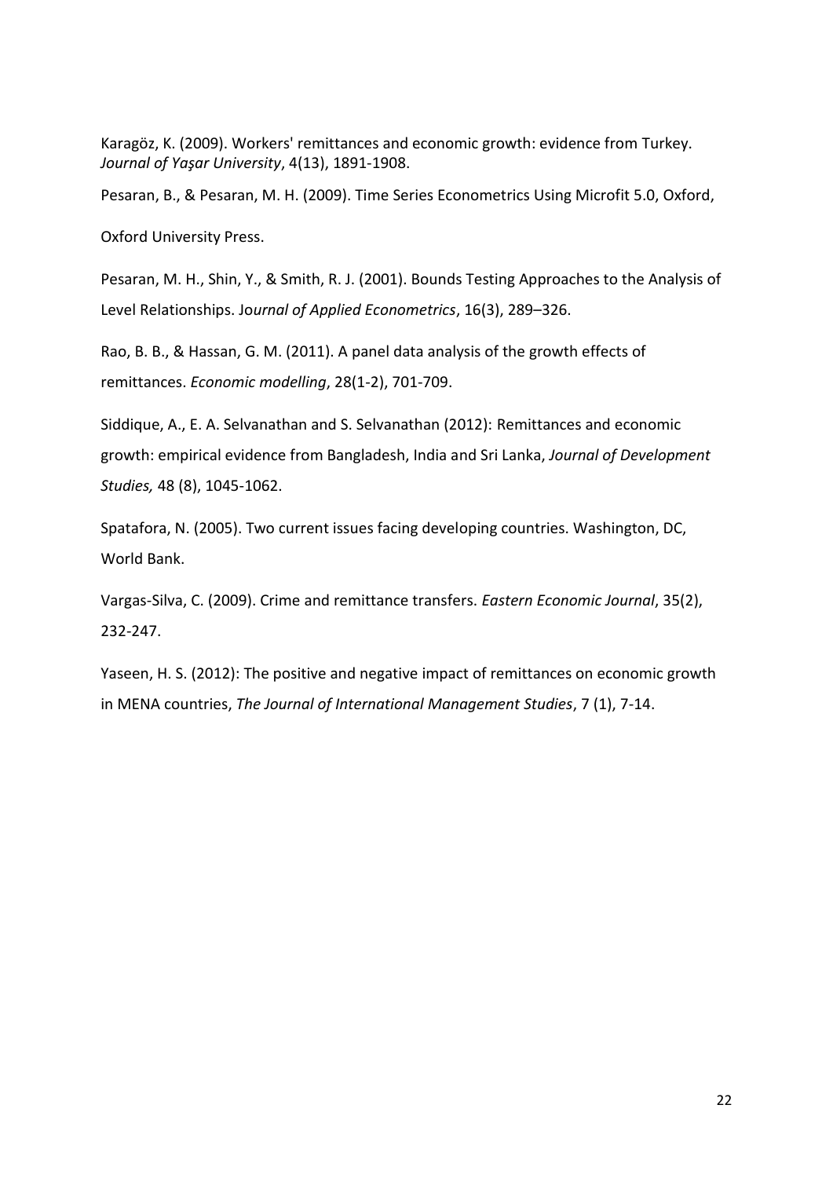Karagöz, K. (2009). Workers' remittances and economic growth: evidence from Turkey. *Journal of Yaşar University*, 4(13), 1891-1908.

Pesaran, B., & Pesaran, M. H. (2009). Time Series Econometrics Using Microfit 5.0, Oxford,

Oxford University Press.

Pesaran, M. H., Shin, Y., & Smith, R. J. (2001). Bounds Testing Approaches to the Analysis of Level Relationships. Jo*urnal of Applied Econometrics*, 16(3), 289–326.

Rao, B. B., & Hassan, G. M. (2011). A panel data analysis of the growth effects of remittances. *Economic modelling*, 28(1-2), 701-709.

Siddique, A., E. A. Selvanathan and S. Selvanathan (2012): Remittances and economic growth: empirical evidence from Bangladesh, India and Sri Lanka, *Journal of Development Studies,* 48 (8), 1045-1062.

Spatafora, N. (2005). Two current issues facing developing countries. Washington, DC, World Bank.

Vargas-Silva, C. (2009). Crime and remittance transfers. *Eastern Economic Journal*, 35(2), 232-247.

Yaseen, H. S. (2012): The positive and negative impact of remittances on economic growth in MENA countries, *The Journal of International Management Studies*, 7 (1), 7-14.